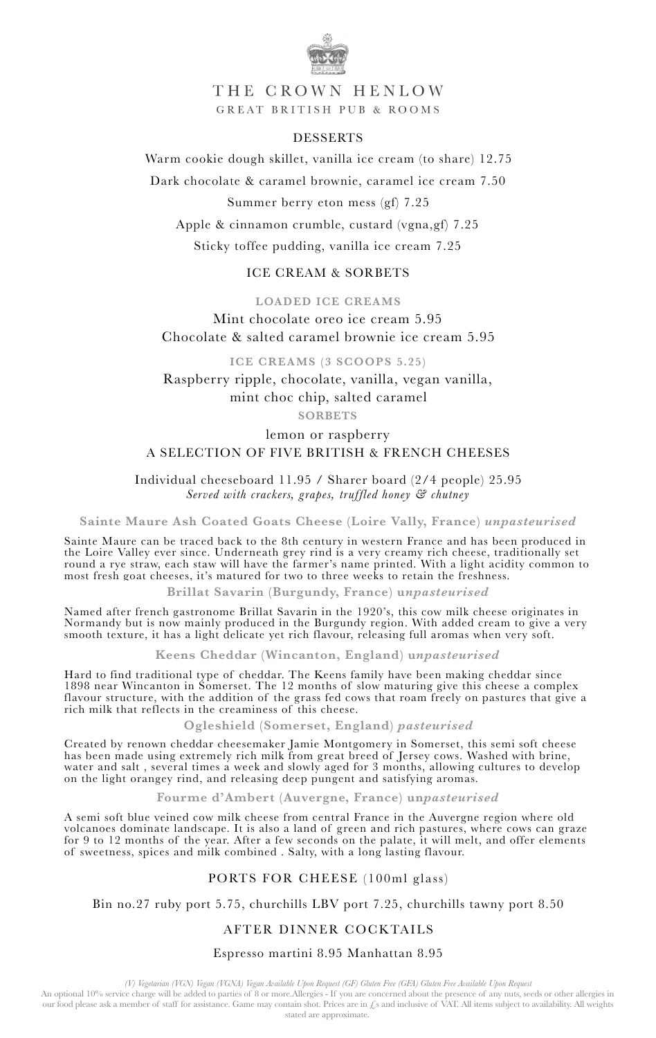# THE CROWN HENLOW

GREAT BRITISH PUB & ROOMS

## DESSERTS

Warm cookie dough skillet, vanilla ice cream (to share) 12.75

Dark chocolate & caramel brownie, caramel ice cream 7.50

Summer berry eton mess (gf) 7.25

Apple & cinnamon crumble, custard (vgna,gf) 7.25

Sticky toffee pudding, vanilla ice cream 7.25

## ICE CREAM & SORBETS

### LOADED ICE CREAMS

Mint chocolate oreo ice cream 5.95

Chocolate & salted caramel brownie ice cream 5.95

### ICE CREAMS (3 SCOOPS 5.25)

Raspberry ripple, chocolate, vanilla, vegan vanilla, mint choc chip, salted caramel

### SORBETS

lemon or raspberry

## A SELECTION OF FIVE BRITISH & FRENCH CHEESES

Individual cheeseboard 11.95 / Sharer board (2/4 people) 25.95

*Served with crackers, grapes, truffled honey & chutney*

**Sainte Maure Ash Coated Goats Cheese (Loire Vally, France) *unpasteurised***

Sainte Maure can be traced back to the 8th century in western France and has been produced in the Loire Valley ever since. Underneath grey rind is a very creamy rich cheese, traditionally set round a rye straw, each staw will have the farmer's name printed. With a light acidity common to most fresh goat cheeses, it's matured for two to three weeks to retain the freshness.

**Brillat Savarin (Burgundy, France) u*npasteurised***

Named after french gastronome Brillat Savarin in the 1920's, this cow milk cheese originates in Normandy but is now mainly produced in the Burgundy region. With added cream to give a very smooth texture, it has a light delicate yet rich flavour, releasing full aromas when very soft.

**Keens Cheddar (Wincanton, England) u*npasteurised***

Hard to find traditional type of cheddar. The Keens family have been making cheddar since 1898 near Wincanton in Somerset. The 12 months of slow maturing give this cheese a complex flavour structure, with the addition of the grass fed cows that roam freely on pastures that give a rich milk that reflects in the creaminess of this cheese.

**Ogleshield (Somerset, England) *pasteurised***

Created by renown cheddar cheesemaker Jamie Montgomery in Somerset, this semi soft cheese has been made using extremely rich milk from great breed of Jersey cows. Washed with brine, water and salt , several times a week and slowly aged for 3 months, allowing cultures to develop on the light orangey rind, and releasing deep pungent and satisfying aromas.

**Fourme d'Ambert (Auvergne, France) un*pasteurised***

A semi soft blue veined cow milk cheese from central France in the Auvergne region where old volcanoes dominate landscape. It is also a land of green and rich pastures, where cows can graze for 9 to 12 months of the year. After a few seconds on the palate, it will melt, and offer elements of sweetness, spices and milk combined . Salty, with a long lasting flavour.

## PORTS FOR CHEESE (100ml glass)

Bin no.27 ruby port 5.75, churchills LBV port 7.25, churchills tawny port 8.50

## AFTER DINNER COCKTAILS

Espresso martini 8.95 Manhattan 8.95

*(V) Vegetarian (VGN) Vegan (VGNA) Vegan Available Upon Request (GF) Gluten Free (GFA) Gluten Free Available Upon Request*

An optional 10% service charge will be added to parties of 8 or more.Allergies - If you are concerned about the presence of any nuts, seeds or other allergies in our food please ask a member of staff for assistance. Game may contain shot. Prices are in £'s and inclusive of VAT. All items subject to availability. All weights stated are approximate.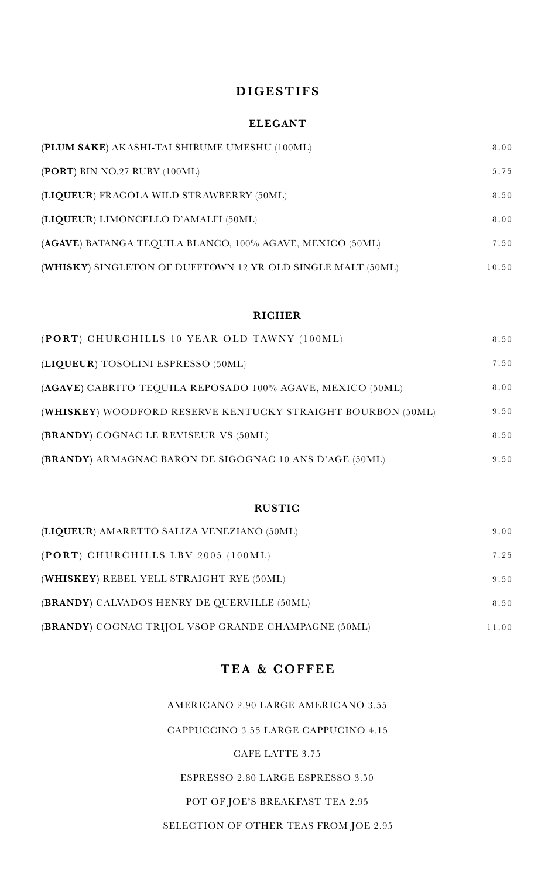# DIGESTIFS

## ELEGANT

| | |
|---|---|
| (**PLUM SAKE**) AKASHI-TAI SHIRUME UMESHU (100ML) | 8.00 |
| (**PORT**) BIN NO.27 RUBY (100ML) | 5.75 |
| (**LIQUEUR**) FRAGOLA WILD STRAWBERRY (50ML) | 8.50 |
| (**LIQUEUR**) LIMONCELLO D'AMALFI (50ML) | 8.00 |
| (**AGAVE**) BATANGA TEQUILA BLANCO, 100% AGAVE, MEXICO (50ML) | 7.50 |
| (**WHISKY**) SINGLETON OF DUFFTOWN 12 YR OLD SINGLE MALT (50ML) | 10.50 |

## RICHER

| | |
|---|---|
| (**PORT**) CHURCHILLS 10 YEAR OLD TAWNY (100ML) | 8.50 |
| (**LIQUEUR**) TOSOLINI ESPRESSO (50ML) | 7.50 |
| (**AGAVE**) CABRITO TEQUILA REPOSADO 100% AGAVE, MEXICO (50ML) | 8.00 |
| (**WHISKEY**) WOODFORD RESERVE KENTUCKY STRAIGHT BOURBON (50ML) | 9.50 |
| (**BRANDY**) COGNAC LE REVISEUR VS (50ML) | 8.50 |
| (**BRANDY**) ARMAGNAC BARON DE SIGOGNAC 10 ANS D'AGE (50ML) | 9.50 |

## RUSTIC

| | |
|---|---|
| (**LIQUEUR**) AMARETTO SALIZA VENEZIANO (50ML) | 9.00 |
| (**PORT**) CHURCHILLS LBV 2005 (100ML) | 7.25 |
| (**WHISKEY**) REBEL YELL STRAIGHT RYE (50ML) | 9.50 |
| (**BRANDY**) CALVADOS HENRY DE QUERVILLE (50ML) | 8.50 |
| (**BRANDY**) COGNAC TRIJOL VSOP GRANDE CHAMPAGNE (50ML) | 11.00 |

# TEA & COFFEE

AMERICANO 2.90 LARGE AMERICANO 3.55

CAPPUCCINO 3.55 LARGE CAPPUCINO 4.15

CAFE LATTE 3.75

ESPRESSO 2.80 LARGE ESPRESSO 3.50

POT OF JOE'S BREAKFAST TEA 2.95

SELECTION OF OTHER TEAS FROM JOE 2.95